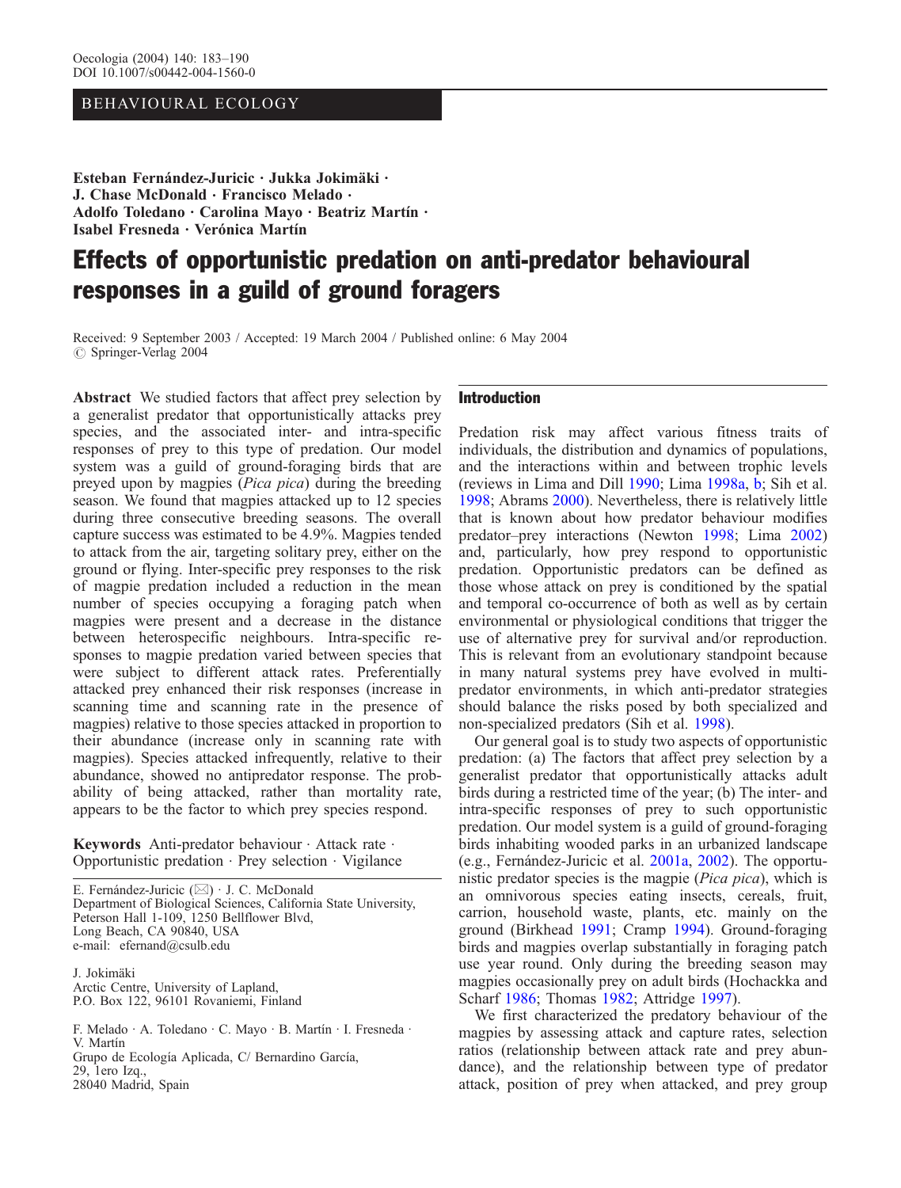BEHAVIOURAL ECOLOGY

**Esteban Fernández-Juricic · Jukka Jokimäki · J. Chase McDonald · Francisco Melado · Adolfo Toledano · Carolina Mayo · Beatriz Martín · Isabel Fresneda · Verónica Martín**

# Effects of opportunistic predation on anti-predator behavioural responses in a guild of ground foragers

Received: 9 September 2003 / Accepted: 19 March 2004 / Published online: 6 May 2004
© Springer-Verlag 2004

**Abstract** We studied factors that affect prey selection by a generalist predator that opportunistically attacks prey species, and the associated inter- and intra-specific responses of prey to this type of predation. Our model system was a guild of ground-foraging birds that are preyed upon by magpies (*Pica pica*) during the breeding season. We found that magpies attacked up to 12 species during three consecutive breeding seasons. The overall capture success was estimated to be 4.9%. Magpies tended to attack from the air, targeting solitary prey, either on the ground or flying. Inter-specific prey responses to the risk of magpie predation included a reduction in the mean number of species occupying a foraging patch when magpies were present and a decrease in the distance between heterospecific neighbours. Intra-specific responses to magpie predation varied between species that were subject to different attack rates. Preferentially attacked prey enhanced their risk responses (increase in scanning time and scanning rate in the presence of magpies) relative to those species attacked in proportion to their abundance (increase only in scanning rate with magpies). Species attacked infrequently, relative to their abundance, showed no antipredator response. The probability of being attacked, rather than mortality rate, appears to be the factor to which prey species respond.

**Keywords** Anti-predator behaviour · Attack rate · Opportunistic predation · Prey selection · Vigilance

E. Fernández-Juricic (✉) · J. C. McDonald
Department of Biological Sciences, California State University, Peterson Hall 1-109, 1250 Bellflower Blvd, Long Beach, CA 90840, USA
e-mail: efernand@csulb.edu

J. Jokimäki
Arctic Centre, University of Lapland, P.O. Box 122, 96101 Rovaniemi, Finland

F. Melado · A. Toledano · C. Mayo · B. Martín · I. Fresneda · V. Martín
Grupo de Ecología Aplicada, C/ Bernardino García, 29, 1ero Izq., 28040 Madrid, Spain

## Introduction

Predation risk may affect various fitness traits of individuals, the distribution and dynamics of populations, and the interactions within and between trophic levels (reviews in Lima and Dill 1990; Lima 1998a, b; Sih et al. 1998; Abrams 2000). Nevertheless, there is relatively little that is known about how predator behaviour modifies predator–prey interactions (Newton 1998; Lima 2002) and, particularly, how prey respond to opportunistic predation. Opportunistic predators can be defined as those whose attack on prey is conditioned by the spatial and temporal co-occurrence of both as well as by certain environmental or physiological conditions that trigger the use of alternative prey for survival and/or reproduction. This is relevant from an evolutionary standpoint because in many natural systems prey have evolved in multi-predator environments, in which anti-predator strategies should balance the risks posed by both specialized and non-specialized predators (Sih et al. 1998).

Our general goal is to study two aspects of opportunistic predation: (a) The factors that affect prey selection by a generalist predator that opportunistically attacks adult birds during a restricted time of the year; (b) The inter- and intra-specific responses of prey to such opportunistic predation. Our model system is a guild of ground-foraging birds inhabiting wooded parks in an urbanized landscape (e.g., Fernández-Juricic et al. 2001a, 2002). The opportunistic predator species is the magpie (*Pica pica*), which is an omnivorous species eating insects, cereals, fruit, carrion, household waste, plants, etc. mainly on the ground (Birkhead 1991; Cramp 1994). Ground-foraging birds and magpies overlap substantially in foraging patch use year round. Only during the breeding season may magpies occasionally prey on adult birds (Hochackka and Scharf 1986; Thomas 1982; Attridge 1997).

We first characterized the predatory behaviour of the magpies by assessing attack and capture rates, selection ratios (relationship between attack rate and prey abundance), and the relationship between type of predator attack, position of prey when attacked, and prey group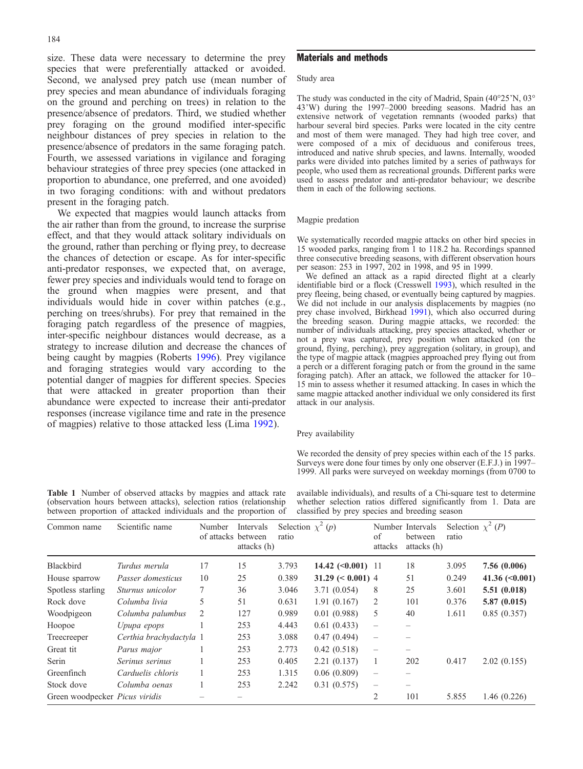size. These data were necessary to determine the prey species that were preferentially attacked or avoided. Second, we analysed prey patch use (mean number of prey species and mean abundance of individuals foraging on the ground and perching on trees) in relation to the presence/absence of predators. Third, we studied whether prey foraging on the ground modified inter-specific neighbour distances of prey species in relation to the presence/absence of predators in the same foraging patch. Fourth, we assessed variations in vigilance and foraging behaviour strategies of three prey species (one attacked in proportion to abundance, one preferred, and one avoided) in two foraging conditions: with and without predators present in the foraging patch.

We expected that magpies would launch attacks from the air rather than from the ground, to increase the surprise effect, and that they would attack solitary individuals on the ground, rather than perching or flying prey, to decrease the chances of detection or escape. As for inter-specific anti-predator responses, we expected that, on average, fewer prey species and individuals would tend to forage on the ground when magpies were present, and that individuals would hide in cover within patches (e.g., perching on trees/shrubs). For prey that remained in the foraging patch regardless of the presence of magpies, inter-specific neighbour distances would decrease, as a strategy to increase dilution and decrease the chances of being caught by magpies (Roberts 1996). Prey vigilance and foraging strategies would vary according to the potential danger of magpies for different species. Species that were attacked in greater proportion than their abundance were expected to increase their anti-predator responses (increase vigilance time and rate in the presence of magpies) relative to those attacked less (Lima 1992).

## Materials and methods

### Study area

The study was conducted in the city of Madrid, Spain (40°25'N, 03°43'W) during the 1997–2000 breeding seasons. Madrid has an extensive network of vegetation remnants (wooded parks) that harbour several bird species. Parks were located in the city centre and most of them were managed. They had high tree cover, and were composed of a mix of deciduous and coniferous trees, introduced and native shrub species, and lawns. Internally, wooded parks were divided into patches limited by a series of pathways for people, who used them as recreational grounds. Different parks were used to assess predator and anti-predator behaviour; we describe them in each of the following sections.

### Magpie predation

We systematically recorded magpie attacks on other bird species in 15 wooded parks, ranging from 1 to 118.2 ha. Recordings spanned three consecutive breeding seasons, with different observation hours per season: 253 in 1997, 202 in 1998, and 95 in 1999.

We defined an attack as a rapid directed flight at a clearly identifiable bird or a flock (Cresswell 1993), which resulted in the prey fleeing, being chased, or eventually being captured by magpies. We did not include in our analysis displacements by magpies (no prey chase involved, Birkhead 1991), which also occurred during the breeding season. During magpie attacks, we recorded: the number of individuals attacking, prey species attacked, whether or not a prey was captured, prey position when attacked (on the ground, flying, perching), prey aggregation (solitary, in group), and the type of magpie attack (magpies approached prey flying out from a perch or a different foraging patch or from the ground in the same foraging patch). After an attack, we followed the attacker for 10–15 min to assess whether it resumed attacking. In cases in which the same magpie attacked another individual we only considered its first attack in our analysis.

### Prey availability

We recorded the density of prey species within each of the 15 parks. Surveys were done four times by only one observer (E.F.J.) in 1997–1999. All parks were surveyed on weekday mornings (from 0700 to

**Table 1** Number of observed attacks by magpies and attack rate (observation hours between attacks), selection ratios (relationship between proportion of attacked individuals and the proportion of available individuals), and results of a Chi-square test to determine whether selection ratios differed significantly from 1. Data are classified by prey species and breeding season

| Common name | Scientific name | Number of attacks | Intervals between attacks (h) | Selection ratio | $\chi^2$ ($p$) | Number of attacks | Intervals between attacks (h) | Selection ratio | $\chi^2$ ($P$) |
|---|---|---|---|---|---|---|---|---|---|
| Blackbird | *Turdus merula* | 17 | 15 | 3.793 | **14.42 (<0.001)** | 11 | 18 | 3.095 | **7.56 (0.006)** |
| House sparrow | *Passer domesticus* | 10 | 25 | 0.389 | **31.29 (< 0.001)** | 4 | 51 | 0.249 | **41.36 (<0.001)** |
| Spotless starling | *Sturnus unicolor* | 7 | 36 | 3.046 | 3.71 (0.054) | 8 | 25 | 3.601 | **5.51 (0.018)** |
| Rock dove | *Columba livia* | 5 | 51 | 0.631 | 1.91 (0.167) | 2 | 101 | 0.376 | **5.87 (0.015)** |
| Woodpigeon | *Columba palumbus* | 2 | 127 | 0.989 | 0.01 (0.988) | 5 | 40 | 1.611 | 0.85 (0.357) |
| Hoopoe | *Upupa epops* | 1 | 253 | 4.443 | 0.61 (0.433) | – | – | | |
| Treecreeper | *Certhia brachydactyla* | 1 | 253 | 3.088 | 0.47 (0.494) | – | – | | |
| Great tit | *Parus major* | 1 | 253 | 2.773 | 0.42 (0.518) | – | – | | |
| Serin | *Serinus serinus* | 1 | 253 | 0.405 | 2.21 (0.137) | 1 | 202 | 0.417 | 2.02 (0.155) |
| Greenfinch | *Carduelis chloris* | 1 | 253 | 1.315 | 0.06 (0.809) | – | – | | |
| Stock dove | *Columba oenas* | 1 | 253 | 2.242 | 0.31 (0.575) | – | – | | |
| Green woodpecker | *Picus viridis* | – | – | | | 2 | 101 | 5.855 | 1.46 (0.226) |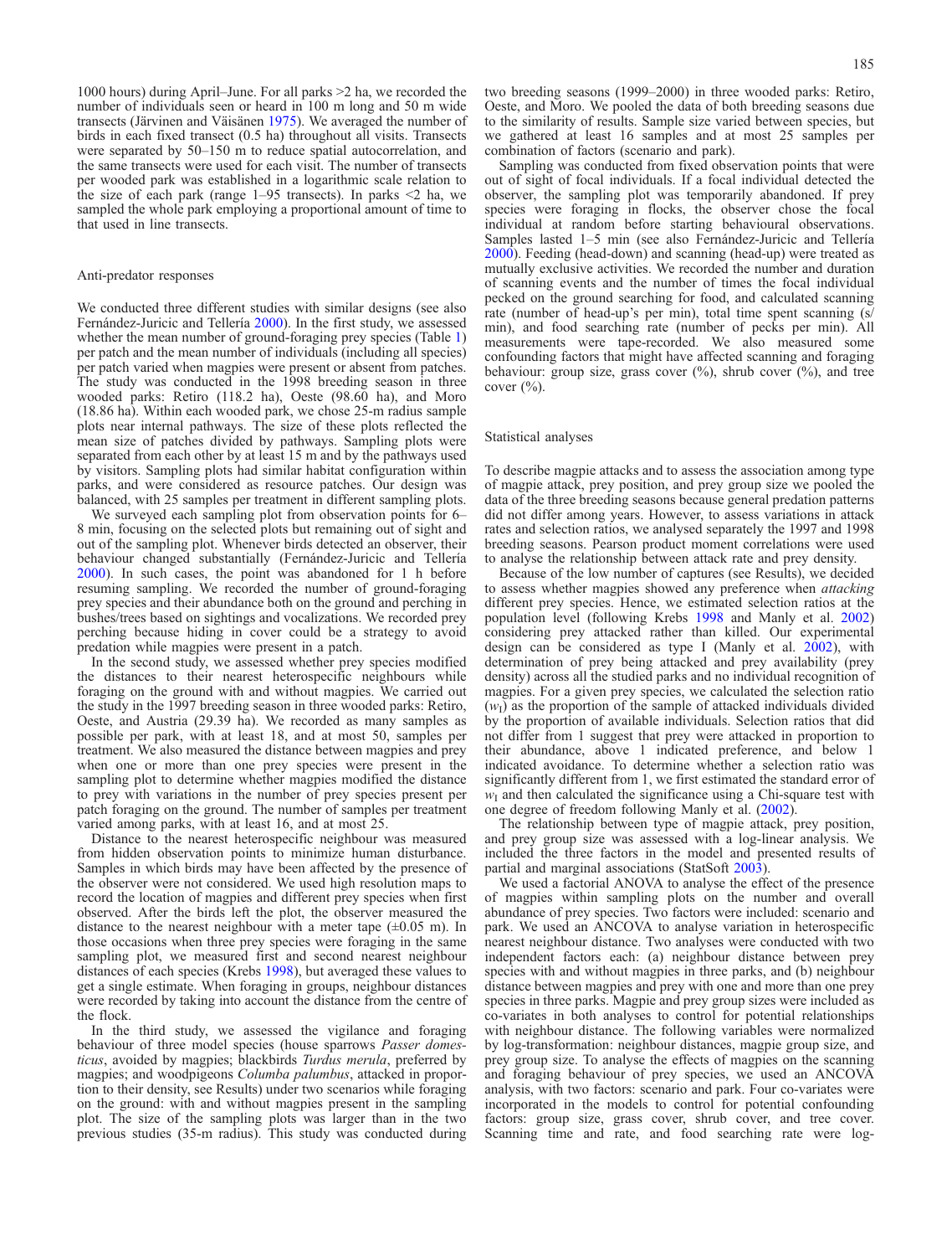1000 hours) during April–June. For all parks >2 ha, we recorded the number of individuals seen or heard in 100 m long and 50 m wide transects (Järvinen and Väisänen 1975). We averaged the number of birds in each fixed transect (0.5 ha) throughout all visits. Transects were separated by 50–150 m to reduce spatial autocorrelation, and the same transects were used for each visit. The number of transects per wooded park was established in a logarithmic scale relation to the size of each park (range 1–95 transects). In parks <2 ha, we sampled the whole park employing a proportional amount of time to that used in line transects.

### Anti-predator responses

We conducted three different studies with similar designs (see also Fernández-Juricic and Tellería 2000). In the first study, we assessed whether the mean number of ground-foraging prey species (Table 1) per patch and the mean number of individuals (including all species) per patch varied when magpies were present or absent from patches. The study was conducted in the 1998 breeding season in three wooded parks: Retiro (118.2 ha), Oeste (98.60 ha), and Moro (18.86 ha). Within each wooded park, we chose 25-m radius sample plots near internal pathways. The size of these plots reflected the mean size of patches divided by pathways. Sampling plots were separated from each other by at least 15 m and by the pathways used by visitors. Sampling plots had similar habitat configuration within parks, and were considered as resource patches. Our design was balanced, with 25 samples per treatment in different sampling plots.

We surveyed each sampling plot from observation points for 6–8 min, focusing on the selected plots but remaining out of sight and out of the sampling plot. Whenever birds detected an observer, their behaviour changed substantially (Fernández-Juricic and Tellería 2000). In such cases, the point was abandoned for 1 h before resuming sampling. We recorded the number of ground-foraging prey species and their abundance both on the ground and perching in bushes/trees based on sightings and vocalizations. We recorded prey perching because hiding in cover could be a strategy to avoid predation while magpies were present in a patch.

In the second study, we assessed whether prey species modified the distances to their nearest heterospecific neighbours while foraging on the ground with and without magpies. We carried out the study in the 1997 breeding season in three wooded parks: Retiro, Oeste, and Austria (29.39 ha). We recorded as many samples as possible per park, with at least 18, and at most 50, samples per treatment. We also measured the distance between magpies and prey when one or more than one prey species were present in the sampling plot to determine whether magpies modified the distance to prey with variations in the number of prey species present per patch foraging on the ground. The number of samples per treatment varied among parks, with at least 16, and at most 25.

Distance to the nearest heterospecific neighbour was measured from hidden observation points to minimize human disturbance. Samples in which birds may have been affected by the presence of the observer were not considered. We used high resolution maps to record the location of magpies and different prey species when first observed. After the birds left the plot, the observer measured the distance to the nearest neighbour with a meter tape (±0.05 m). In those occasions when three prey species were foraging in the same sampling plot, we measured first and second nearest neighbour distances of each species (Krebs 1998), but averaged these values to get a single estimate. When foraging in groups, neighbour distances were recorded by taking into account the distance from the centre of the flock.

In the third study, we assessed the vigilance and foraging behaviour of three model species (house sparrows *Passer domesticus*, avoided by magpies; blackbirds *Turdus merula*, preferred by magpies; and woodpigeons *Columba palumbus*, attacked in proportion to their density, see Results) under two scenarios while foraging on the ground: with and without magpies present in the sampling plot. The size of the sampling plots was larger than in the two previous studies (35-m radius). This study was conducted during two breeding seasons (1999–2000) in three wooded parks: Retiro, Oeste, and Moro. We pooled the data of both breeding seasons due to the similarity of results. Sample size varied between species, but we gathered at least 16 samples and at most 25 samples per combination of factors (scenario and park).

Sampling was conducted from fixed observation points that were out of sight of focal individuals. If a focal individual detected the observer, the sampling plot was temporarily abandoned. If prey species were foraging in flocks, the observer chose the focal individual at random before starting behavioural observations. Samples lasted 1–5 min (see also Fernández-Juricic and Tellería 2000). Feeding (head-down) and scanning (head-up) were treated as mutually exclusive activities. We recorded the number and duration of scanning events and the number of times the focal individual pecked on the ground searching for food, and calculated scanning rate (number of head-up's per min), total time spent scanning (s/min), and food searching rate (number of pecks per min). All measurements were tape-recorded. We also measured some confounding factors that might have affected scanning and foraging behaviour: group size, grass cover (%), shrub cover (%), and tree cover (%).

### Statistical analyses

To describe magpie attacks and to assess the association among type of magpie attack, prey position, and prey group size we pooled the data of the three breeding seasons because general predation patterns did not differ among years. However, to assess variations in attack rates and selection ratios, we analysed separately the 1997 and 1998 breeding seasons. Pearson product moment correlations were used to analyse the relationship between attack rate and prey density.

Because of the low number of captures (see Results), we decided to assess whether magpies showed any preference when *attacking* different prey species. Hence, we estimated selection ratios at the population level (following Krebs 1998 and Manly et al. 2002) considering prey attacked rather than killed. Our experimental design can be considered as type I (Manly et al. 2002), with determination of prey being attacked and prey availability (prey density) across all the studied parks and no individual recognition of magpies. For a given prey species, we calculated the selection ratio ($w_I$) as the proportion of the sample of attacked individuals divided by the proportion of available individuals. Selection ratios that did not differ from 1 suggest that prey were attacked in proportion to their abundance, above 1 indicated preference, and below 1 indicated avoidance. To determine whether a selection ratio was significantly different from 1, we first estimated the standard error of $w_I$ and then calculated the significance using a Chi-square test with one degree of freedom following Manly et al. (2002).

The relationship between type of magpie attack, prey position, and prey group size was assessed with a log-linear analysis. We included the three factors in the model and presented results of partial and marginal associations (StatSoft 2003).

We used a factorial ANOVA to analyse the effect of the presence of magpies within sampling plots on the number and overall abundance of prey species. Two factors were included: scenario and park. We used an ANCOVA to analyse variation in heterospecific nearest neighbour distance. Two analyses were conducted with two independent factors each: (a) neighbour distance between prey species with and without magpies in three parks, and (b) neighbour distance between magpies and prey with one and more than one prey species in three parks. Magpie and prey group sizes were included as co-variates in both analyses to control for potential relationships with neighbour distance. The following variables were normalized by log-transformation: neighbour distances, magpie group size, and prey group size. To analyse the effects of magpies on the scanning and foraging behaviour of prey species, we used an ANCOVA analysis, with two factors: scenario and park. Four co-variates were incorporated in the models to control for potential confounding factors: group size, grass cover, shrub cover, and tree cover. Scanning time and rate, and food searching rate were log-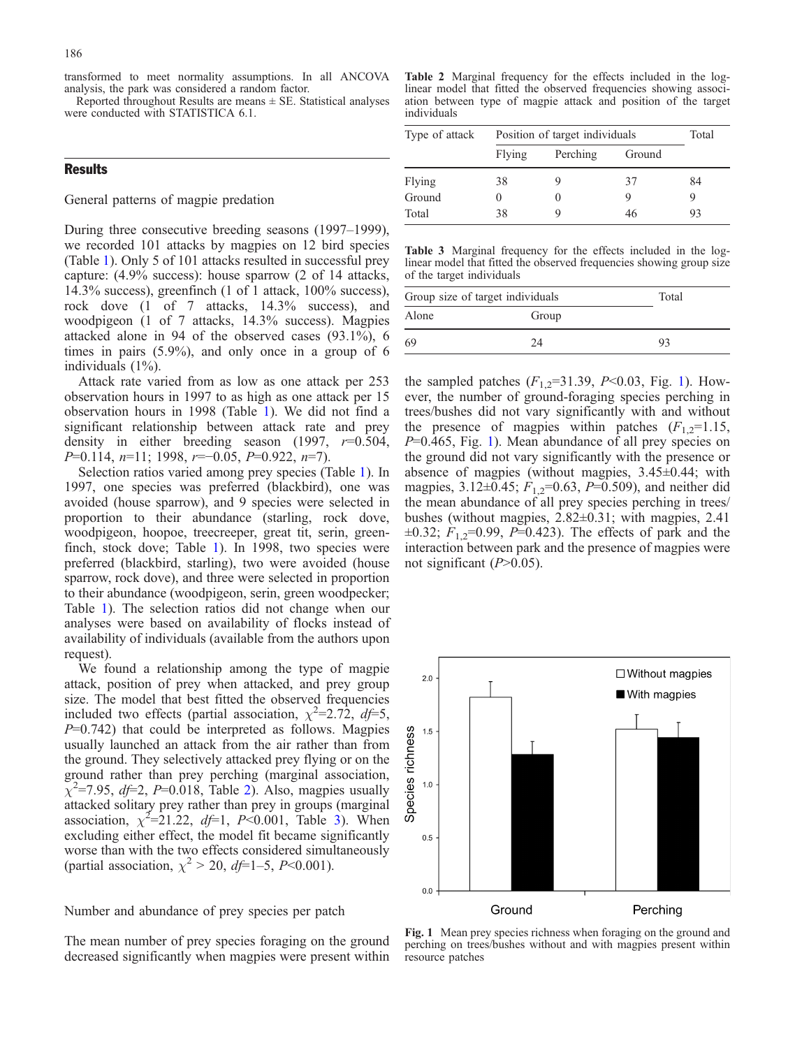transformed to meet normality assumptions. In all ANCOVA analysis, the park was considered a random factor.

Reported throughout Results are means ± SE. Statistical analyses were conducted with STATISTICA 6.1.

## Results

### General patterns of magpie predation

During three consecutive breeding seasons (1997–1999), we recorded 101 attacks by magpies on 12 bird species (Table 1). Only 5 of 101 attacks resulted in successful prey capture: (4.9% success): house sparrow (2 of 14 attacks, 14.3% success), greenfinch (1 of 1 attack, 100% success), rock dove (1 of 7 attacks, 14.3% success), and woodpigeon (1 of 7 attacks, 14.3% success). Magpies attacked alone in 94 of the observed cases (93.1%), 6 times in pairs (5.9%), and only once in a group of 6 individuals (1%).

Attack rate varied from as low as one attack per 253 observation hours in 1997 to as high as one attack per 15 observation hours in 1998 (Table 1). We did not find a significant relationship between attack rate and prey density in either breeding season (1997, $r$=0.504, $P$=0.114, $n$=11; 1998, $r$=−0.05, $P$=0.922, $n$=7).

Selection ratios varied among prey species (Table 1). In 1997, one species was preferred (blackbird), one was avoided (house sparrow), and 9 species were selected in proportion to their abundance (starling, rock dove, woodpigeon, hoopoe, treecreeper, great tit, serin, greenfinch, stock dove; Table 1). In 1998, two species were preferred (blackbird, starling), two were avoided (house sparrow, rock dove), and three were selected in proportion to their abundance (woodpigeon, serin, green woodpecker; Table 1). The selection ratios did not change when our analyses were based on availability of flocks instead of availability of individuals (available from the authors upon request).

We found a relationship among the type of magpie attack, position of prey when attacked, and prey group size. The model that best fitted the observed frequencies included two effects (partial association, $\chi^2$=2.72, $df$=5, $P$=0.742) that could be interpreted as follows. Magpies usually launched an attack from the air rather than from the ground. They selectively attacked prey flying or on the ground rather than prey perching (marginal association, $\chi^2$=7.95, $df$=2, $P$=0.018, Table 2). Also, magpies usually attacked solitary prey rather than prey in groups (marginal association, $\chi^2$=21.22, $df$=1, $P$<0.001, Table 3). When excluding either effect, the model fit became significantly worse than with the two effects considered simultaneously (partial association, $\chi^2$ > 20, $df$=1–5, $P$<0.001).

### Number and abundance of prey species per patch

The mean number of prey species foraging on the ground decreased significantly when magpies were present within the sampled patches ($F_{1,2}$=31.39, $P$<0.03, Fig. 1). However, the number of ground-foraging species perching in trees/bushes did not vary significantly with and without the presence of magpies within patches ($F_{1,2}$=1.15, $P$=0.465, Fig. 1). Mean abundance of all prey species on the ground did not vary significantly with the presence or absence of magpies (without magpies, 3.45±0.44; with magpies, 3.12±0.45; $F_{1,2}$=0.63, $P$=0.509), and neither did the mean abundance of all prey species perching in trees/bushes (without magpies, 2.82±0.31; with magpies, 2.41 ±0.32; $F_{1,2}$=0.99, $P$=0.423). The effects of park and the interaction between park and the presence of magpies were not significant ($P$>0.05).

**Table 2** Marginal frequency for the effects included in the log-linear model that fitted the observed frequencies showing association between type of magpie attack and position of the target individuals

| Type of attack | Position of target individuals | | | Total |
|---|---|---|---|---|
| | Flying | Perching | Ground | |
| Flying | 38 | 9 | 37 | 84 |
| Ground | 0 | 0 | 9 | 9 |
| Total | 38 | 9 | 46 | 93 |

**Table 3** Marginal frequency for the effects included in the log-linear model that fitted the observed frequencies showing group size of the target individuals

| Group size of target individuals | | Total |
|---|---|---|
| Alone | Group | |
| 69 | 24 | 93 |

**Fig. 1** Mean prey species richness when foraging on the ground and perching on trees/bushes without and with magpies present within resource patches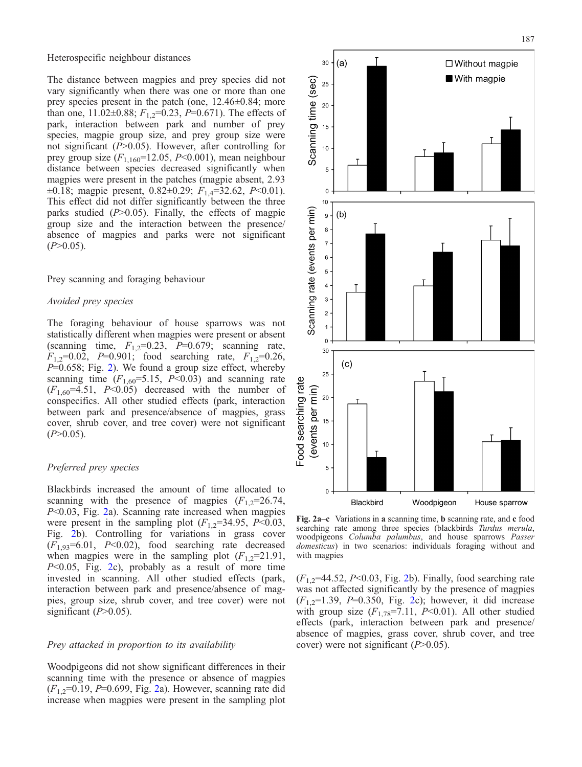### Heterospecific neighbour distances

The distance between magpies and prey species did not vary significantly when there was one or more than one prey species present in the patch (one, 12.46±0.84; more than one, 11.02±0.88; $F_{1,2}$=0.23, $P$=0.671). The effects of park, interaction between park and number of prey species, magpie group size, and prey group size were not significant ($P$>0.05). However, after controlling for prey group size ($F_{1,160}$=12.05, $P$<0.001), mean neighbour distance between species decreased significantly when magpies were present in the patches (magpie absent, 2.93 ±0.18; magpie present, 0.82±0.29; $F_{1,4}$=32.62, $P$<0.01). This effect did not differ significantly between the three parks studied ($P$>0.05). Finally, the effects of magpie group size and the interaction between the presence/absence of magpies and parks were not significant ($P$>0.05).

### Prey scanning and foraging behaviour

#### *Avoided prey species*

The foraging behaviour of house sparrows was not statistically different when magpies were present or absent (scanning time, $F_{1,2}$=0.23, $P$=0.679; scanning rate, $F_{1,2}$=0.02, $P$=0.901; food searching rate, $F_{1,2}$=0.26, $P$=0.658; Fig. 2). We found a group size effect, whereby scanning time ($F_{1,60}$=5.15, $P$<0.03) and scanning rate ($F_{1,60}$=4.51, $P$<0.05) decreased with the number of conspecifics. All other studied effects (park, interaction between park and presence/absence of magpies, grass cover, shrub cover, and tree cover) were not significant ($P$>0.05).

#### *Preferred prey species*

Blackbirds increased the amount of time allocated to scanning with the presence of magpies ($F_{1,2}$=26.74, $P$<0.03, Fig. 2a). Scanning rate increased when magpies were present in the sampling plot ($F_{1,2}$=34.95, $P$<0.03, Fig. 2b). Controlling for variations in grass cover ($F_{1,93}$=6.01, $P$<0.02), food searching decreased when magpies were in the sampling plot ($F_{1,2}$=21.91, $P$<0.05, Fig. 2c), probably as a result of more time invested in scanning. All other studied effects (park, interaction between park and presence/absence of magpies, group size, shrub cover, and tree cover) were not significant ($P$>0.05).

#### *Prey attacked in proportion to its availability*

Woodpigeons did not show significant differences in their scanning time with the presence or absence of magpies ($F_{1,2}$=0.19, $P$=0.699, Fig. 2a). However, scanning rate did increase when magpies were present in the sampling plot ($F_{1,2}$=44.52, $P$<0.03, Fig. 2b). Finally, food searching rate was not affected significantly by the presence of magpies ($F_{1,2}$=1.39, $P$=0.350, Fig. 2c); however, it did increase with group size ($F_{1,78}$=7.11, $P$<0.01). All other studied effects (park, interaction between park and presence/absence of magpies, grass cover, shrub cover, and tree cover) were not significant ($P$>0.05).

**Fig. 2a–c** Variations in **a** scanning time, **b** scanning rate, and **c** food searching rate among three species (blackbirds *Turdus merula*, woodpigeons *Columba palumbus*, and house sparrows *Passer domesticus*) in two scenarios: individuals foraging without and with magpies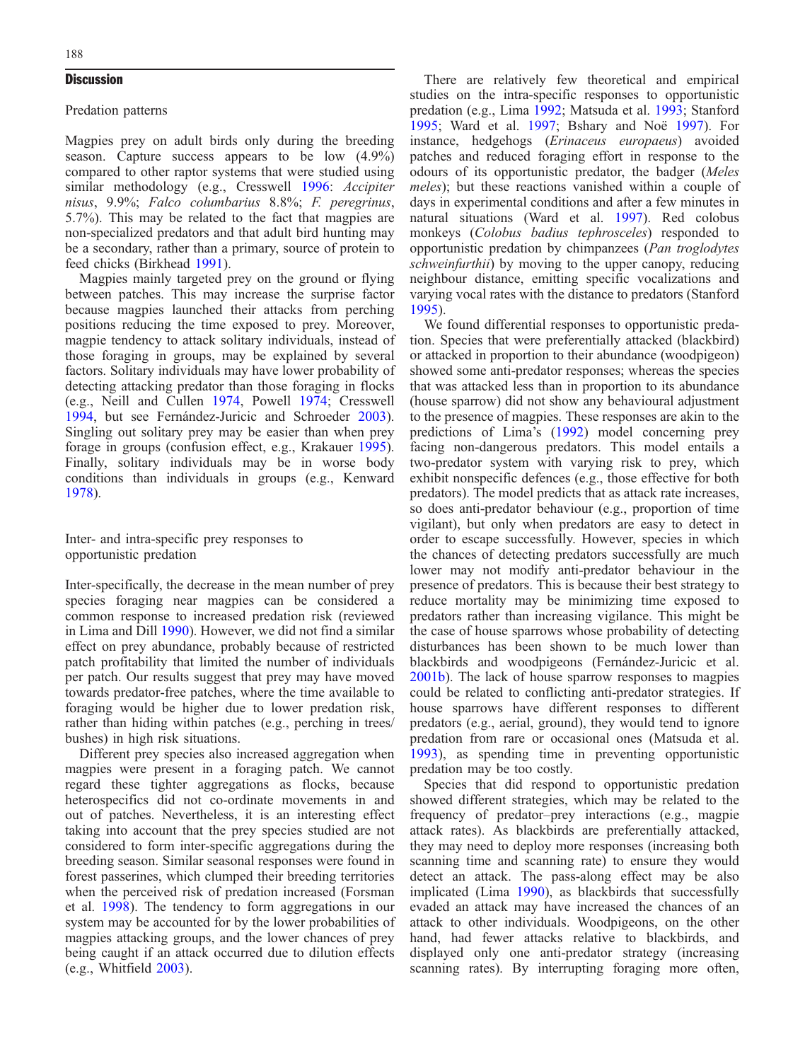## Discussion

### Predation patterns

Magpies prey on adult birds only during the breeding season. Capture success appears to be low (4.9%) compared to other raptor systems that were studied using similar methodology (e.g., Cresswell 1996: *Accipiter nisus*, 9.9%; *Falco columbarius* 8.8%; *F. peregrinus*, 5.7%). This may be related to the fact that magpies are non-specialized predators and that adult bird hunting may be a secondary, rather than a primary, source of protein to feed chicks (Birkhead 1991).

Magpies mainly targeted prey on the ground or flying between patches. This may increase the surprise factor because magpies launched their attacks from perching positions reducing the time exposed to prey. Moreover, magpie tendency to attack solitary individuals, instead of those foraging in groups, may be explained by several factors. Solitary individuals may have lower probability of detecting attacking predator than those foraging in flocks (e.g., Neill and Cullen 1974, Powell 1974; Cresswell 1994, but see Fernández-Juricic and Schroeder 2003). Singling out solitary prey may be easier than when prey forage in groups (confusion effect, e.g., Krakauer 1995). Finally, solitary individuals may be in worse body conditions than individuals in groups (e.g., Kenward 1978).

### Inter- and intra-specific prey responses to opportunistic predation

Inter-specifically, the decrease in the mean number of prey species foraging near magpies can be considered a common response to increased predation risk (reviewed in Lima and Dill 1990). However, we did not find a similar effect on prey abundance, probably because of restricted patch profitability that limited the number of individuals per patch. Our results suggest that prey may have moved towards predator-free patches, where the time available to foraging would be higher due to lower predation risk, rather than hiding within patches (e.g., perching in trees/bushes) in high risk situations.

Different prey species also increased aggregation when magpies were present in a foraging patch. We cannot regard these tighter aggregations as flocks, because heterospecifics did not co-ordinate movements in and out of patches. Nevertheless, it is an interesting effect taking into account that the prey species studied are not considered to form inter-specific aggregations during the breeding season. Similar seasonal responses were found in forest passerines, which clumped their breeding territories when the perceived risk of predation increased (Forsman et al. 1998). The tendency to form aggregations in our system may be accounted for by the lower probabilities of magpies attacking groups, and the lower chances of prey being caught if an attack occurred due to dilution effects (e.g., Whitfield 2003).

There are relatively few theoretical and empirical studies on the intra-specific responses to opportunistic predation (e.g., Lima 1992; Matsuda et al. 1993; Stanford 1995; Ward et al. 1997; Bshary and Noë 1997). For instance, hedgehogs (*Erinaceus europaeus*) avoided patches and reduced foraging effort in response to the odours of its opportunistic predator, the badger (*Meles meles*); but these reactions vanished within a couple of days in experimental conditions and after a few minutes in natural situations (Ward et al. 1997). Red colobus monkeys (*Colobus badius tephrosceles*) responded to opportunistic predation by chimpanzees (*Pan troglodytes schweinfurthii*) by moving to the upper canopy, reducing neighbour distance, emitting specific vocalizations and varying vocal rates with the distance to predators (Stanford 1995).

We found differential responses to opportunistic predation. Species that were preferentially attacked (blackbird) or attacked in proportion to their abundance (woodpigeon) showed some anti-predator responses; whereas the species that was attacked less than in proportion to its abundance (house sparrow) did not show any behavioural adjustment to the presence of magpies. These responses are akin to the predictions of Lima's (1992) model concerning prey facing non-dangerous predators. This model entails a two-predator system with varying risk to prey, which exhibit nonspecific defences (e.g., those effective for both predators). The model predicts that as attack rate increases, so does anti-predator behaviour (e.g., proportion of time vigilant), but only when predators are easy to detect in order to escape successfully. However, species in which the chances of detecting predators successfully are much lower may not modify anti-predator behaviour in the presence of predators. This is because their best strategy to reduce mortality may be minimizing time exposed to predators rather than increasing vigilance. This might be the case of house sparrows whose probability of detecting disturbances has been shown to be much lower than blackbirds and woodpigeons (Fernández-Juricic et al. 2001b). The lack of house sparrow responses to magpies could be related to conflicting anti-predator strategies. If house sparrows have different responses to different predators (e.g., aerial, ground), they would tend to ignore predation from rare or occasional ones (Matsuda et al. 1993), as spending time in preventing opportunistic predation may be too costly.

Species that did respond to opportunistic predation showed different strategies, which may be related to the frequency of predator–prey interactions (e.g., magpie attack rates). As blackbirds are preferentially attacked, they may need to deploy more responses (increasing both scanning time and scanning rate) to ensure they would detect an attack. The pass-along effect may be also implicated (Lima 1990), as blackbirds that successfully evaded an attack may have increased the chances of an attack to other individuals. Woodpigeons, on the other hand, had fewer attacks relative to blackbirds, and displayed only one anti-predator strategy (increasing scanning rates). By interrupting foraging more often,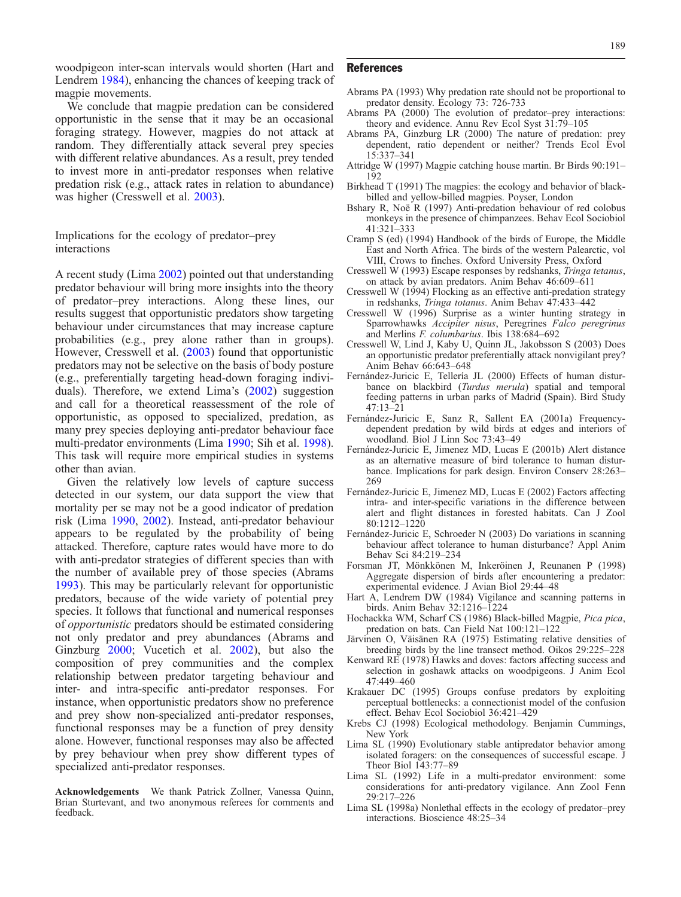woodpigeon inter-scan intervals would shorten (Hart and Lendrem 1984), enhancing the chances of keeping track of magpie movements.

We conclude that magpie predation can be considered opportunistic in the sense that it may be an occasional foraging strategy. However, magpies do not attack at random. They differentially attack several prey species with different relative abundances. As a result, prey tended to invest more in anti-predator responses when relative predation risk (e.g., attack rates in relation to abundance) was higher (Cresswell et al. 2003).

### Implications for the ecology of predator–prey interactions

A recent study (Lima 2002) pointed out that understanding predator behaviour will bring more insights into the theory of predator–prey interactions. Along these lines, our results suggest that opportunistic predators show targeting behaviour under circumstances that may increase capture probabilities (e.g., prey alone rather than in groups). However, Cresswell et al. (2003) found that opportunistic predators may not be selective on the basis of body posture (e.g., preferentially targeting head-down foraging individuals). Therefore, we extend Lima's (2002) suggestion and call for a theoretical reassessment of the role of opportunistic, as opposed to specialized, predation, as many prey species deploying anti-predator behaviour face multi-predator environments (Lima 1990; Sih et al. 1998). This task will require more empirical studies in systems other than avian.

Given the relatively low levels of capture success detected in our system, our data support the view that mortality per se may not be a good indicator of predation risk (Lima 1990, 2002). Instead, anti-predator behaviour appears to be regulated by the probability of being attacked. Therefore, capture rates would have more to do with anti-predator strategies of different species than with the number of available prey of those species (Abrams 1993). This may be particularly relevant for opportunistic predators, because of the wide variety of potential prey species. It follows that functional and numerical responses of *opportunistic* predators should be estimated considering not only predator and prey abundances (Abrams and Ginzburg 2000; Vucetich et al. 2002), but also the composition of prey communities and the complex relationship between predator targeting behaviour and inter- and intra-specific anti-predator responses. For instance, when opportunistic predators show no preference and prey show non-specialized anti-predator responses, functional responses may be a function of prey density alone. However, functional responses may also be affected by prey behaviour when prey show different types of specialized anti-predator responses.

**Acknowledgements** We thank Patrick Zollner, Vanessa Quinn, Brian Sturtevant, and two anonymous referees for comments and feedback.

## References

Abrams PA (1993) Why predation rate should not be proportional to predator density. Ecology 73: 726-733

Abrams PA (2000) The evolution of predator–prey interactions: theory and evidence. Annu Rev Ecol Syst 31:79–105

Abrams PA, Ginzburg LR (2000) The nature of predation: prey dependent, ratio dependent or neither? Trends Ecol Evol 15:337–341

Attridge W (1997) Magpie catching house martin. Br Birds 90:191–192

Birkhead T (1991) The magpies: the ecology and behavior of black-billed and yellow-billed magpies. Poyser, London

Bshary R, Noë R (1997) Anti-predation behaviour of red colobus monkeys in the presence of chimpanzees. Behav Ecol Sociobiol 41:321–333

Cramp S (ed) (1994) Handbook of the birds of Europe, the Middle East and North Africa. The birds of the western Palearctic, vol VIII, Crows to finches. Oxford University Press, Oxford

Cresswell W (1993) Escape responses by redshanks, *Tringa tetanus*, on attack by avian predators. Anim Behav 46:609–611

Cresswell W (1994) Flocking as an effective anti-predation strategy in redshanks, *Tringa totanus*. Anim Behav 47:433–442

Cresswell W (1996) Surprise as a winter hunting strategy in Sparrowhawks *Accipiter nisus*, Peregrines *Falco peregrinus* and Merlins *F. columbarius*. Ibis 138:684–692

Cresswell W, Lind J, Kaby U, Quinn JL, Jakobsson S (2003) Does an opportunistic predator preferentially attack nonvigilant prey? Anim Behav 66:643–648

Fernández-Juricic E, Tellería JL (2000) Effects of human disturbance on blackbird (*Turdus merula*) spatial and temporal feeding patterns in urban parks of Madrid (Spain). Bird Study 47:13–21

Fernández-Juricic E, Sanz R, Sallent EA (2001a) Frequency-dependent predation by wild birds at edges and interiors of woodland. Biol J Linn Soc 73:43–49

Fernández-Juricic E, Jimenez MD, Lucas E (2001b) Alert distance as an alternative measure of bird tolerance to human disturbance. Implications for park design. Environ Conserv 28:263–269

Fernández-Juricic E, Jimenez MD, Lucas E (2002) Factors affecting intra- and inter-specific variations in the difference between alert and flight distances in forested habitats. Can J Zool 80:1212–1220

Fernández-Juricic E, Schroeder N (2003) Do variations in scanning behaviour affect tolerance to human disturbance? Appl Anim Behav Sci 84:219–234

Forsman JT, Mönkkönen M, Inkeröinen J, Reunanen P (1998) Aggregate dispersion of birds after encountering a predator: experimental evidence. J Avian Biol 29:44–48

Hart A, Lendrem DW (1984) Vigilance and scanning patterns in birds. Anim Behav 32:1216–1224

Hochackka WM, Scharf CS (1986) Black-billed Magpie, *Pica pica*, predation on bats. Can Field Nat 100:121–122

Järvinen O, Väisänen RA (1975) Estimating relative densities of breeding birds by the line transect method. Oikos 29:225–228

Kenward RE (1978) Hawks and doves: factors affecting success and selection in goshawk attacks on woodpigeons. J Anim Ecol 47:449–460

Krakauer DC (1995) Groups confuse predators by exploiting perceptual bottlenecks: a connectionist model of the confusion effect. Behav Ecol Sociobiol 36:421–429

Krebs CJ (1998) Ecological methodology. Benjamin Cummings, New York

Lima SL (1990) Evolutionary stable antipredator behavior among isolated foragers: on the consequences of successful escape. J Theor Biol 143:77–89

Lima SL (1992) Life in a multi-predator environment: some considerations for anti-predatory vigilance. Ann Zool Fenn 29:217–226

Lima SL (1998a) Nonlethal effects in the ecology of predator–prey interactions. Bioscience 48:25–34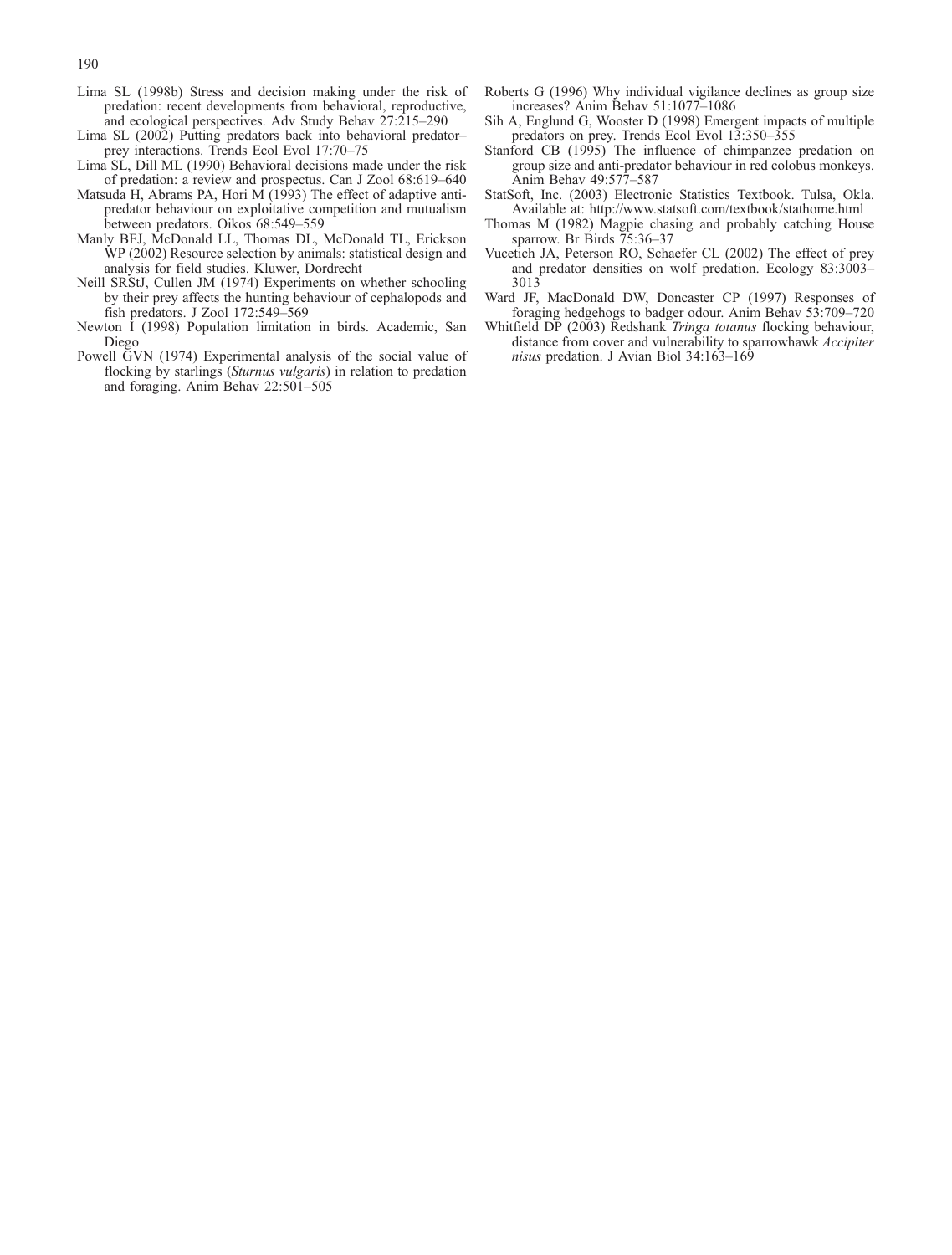Lima SL (1998b) Stress and decision making under the risk of predation: recent developments from behavioral, reproductive, and ecological perspectives. Adv Study Behav 27:215–290

Lima SL (2002) Putting predators back into behavioral predator–prey interactions. Trends Ecol Evol 17:70–75

Lima SL, Dill ML (1990) Behavioral decisions made under the risk of predation: a review and prospectus. Can J Zool 68:619–640

Matsuda H, Abrams PA, Hori M (1993) The effect of adaptive anti-predator behaviour on exploitative competition and mutualism between predators. Oikos 68:549–559

Manly BFJ, McDonald LL, Thomas DL, McDonald TL, Erickson WP (2002) Resource selection by animals: statistical design and analysis for field studies. Kluwer, Dordrecht

Neill SRStJ, Cullen JM (1974) Experiments on whether schooling by their prey affects the hunting behaviour of cephalopods and fish predators. J Zool 172:549–569

Newton I (1998) Population limitation in birds. Academic, San Diego

Powell GVN (1974) Experimental analysis of the social value of flocking by starlings (*Sturnus vulgaris*) in relation to predation and foraging. Anim Behav 22:501–505

Roberts G (1996) Why individual vigilance declines as group size increases? Anim Behav 51:1077–1086

Sih A, Englund G, Wooster D (1998) Emergent impacts of multiple predators on prey. Trends Ecol Evol 13:350–355

Stanford CB (1995) The influence of chimpanzee predation on group size and anti-predator behaviour in red colobus monkeys. Anim Behav 49:577–587

StatSoft, Inc. (2003) Electronic Statistics Textbook. Tulsa, Okla. Available at: http://www.statsoft.com/textbook/stathome.html

Thomas M (1982) Magpie chasing and probably catching House sparrow. Br Birds 75:36–37

Vucetich JA, Peterson RO, Schaefer CL (2002) The effect of prey and predator densities on wolf predation. Ecology 83:3003–3013

Ward JF, MacDonald DW, Doncaster CP (1997) Responses of foraging hedgehogs to badger odour. Anim Behav 53:709–720

Whitfield DP (2003) Redshank *Tringa totanus* flocking behaviour, distance from cover and vulnerability to sparrowhawk *Accipiter nisus* predation. J Avian Biol 34:163–169